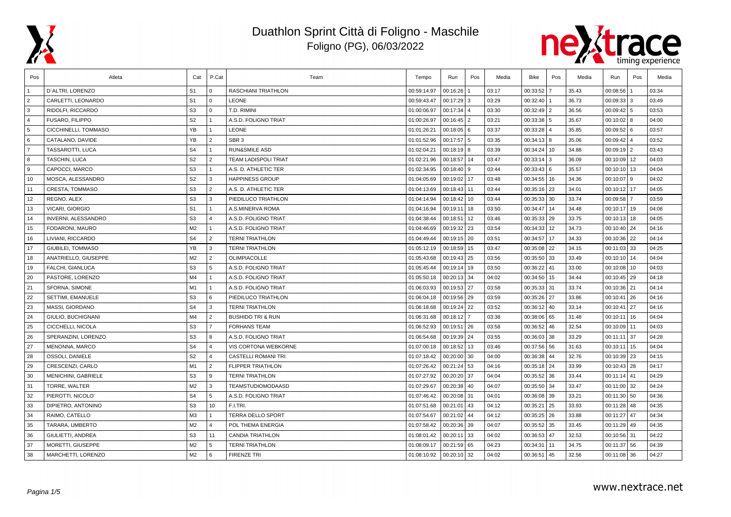# Duathlon Sprint Città di Foligno - Maschile

Foligno (PG), 06/03/2022

| Pos | Atleta | Cat | P.Cat | Team | Tempo | Run | Pos | Media | Bike | Pos | Media | Run | Pos | Media |
|---|---|---|---|---|---|---|---|---|---|---|---|---|---|---|
| 1 | D´ALTRI, LORENZO | S1 | 0 | RASCHIANI TRIATHLON | 00:59:14.97 | 00:16:26 | 1 | 03:17 | 00:33:52 | 7 | 35.43 | 00:08:56 | 1 | 03:34 |
| 2 | CARLETTI, LEONARDO | S1 | 0 | LEONE | 00:59:43.47 | 00:17:29 | 3 | 03:29 | 00:32:40 | 1 | 36.73 | 00:09:33 | 3 | 03:49 |
| 3 | RIDOLFI, RICCARDO | S3 | 0 | T.D. RIMINI | 01:00:06.97 | 00:17:34 | 4 | 03:30 | 00:32:49 | 2 | 36.56 | 00:09:42 | 5 | 03:53 |
| 4 | FUSARO, FILIPPO | S2 | 1 | A.S.D. FOLIGNO TRIAT | 01:00:26.97 | 00:16:45 | 2 | 03:21 | 00:33:38 | 5 | 35.67 | 00:10:02 | 8 | 04:00 |
| 5 | CICCHINELLI, TOMMASO | YB | 1 | LEONE | 01:01:26.21 | 00:18:05 | 6 | 03:37 | 00:33:28 | 4 | 35.85 | 00:09:52 | 6 | 03:57 |
| 6 | CATALANO, DAVIDE | YB | 2 | SBR 3 | 01:01:52.96 | 00:17:57 | 5 | 03:35 | 00:34:13 | 8 | 35.06 | 00:09:42 | 4 | 03:52 |
| 7 | TASSAROTTI, LUCA | S4 | 1 | RUN&SMILE ASD | 01:02:04.21 | 00:18:19 | 8 | 03:39 | 00:34:24 | 10 | 34.88 | 00:09:19 | 2 | 03:43 |
| 8 | TASCHIN, LUCA | S2 | 2 | TEAM LADISPOLI TRIAT | 01:02:21.96 | 00:18:57 | 14 | 03:47 | 00:33:14 | 3 | 36.09 | 00:10:09 | 12 | 04:03 |
| 9 | CAPOCCI, MARCO | S3 | 1 | A.S. D. ATHLETIC TER | 01:02:34.95 | 00:18:40 | 9 | 03:44 | 00:33:43 | 6 | 35.57 | 00:10:10 | 13 | 04:04 |
| 10 | MOSCA, ALESSANDRO | S2 | 3 | HAPPINESS GROUP | 01:04:05.69 | 00:19:02 | 17 | 03:48 | 00:34:55 | 16 | 34.36 | 00:10:07 | 9 | 04:02 |
| 11 | CRESTA, TOMMASO | S3 | 2 | A.S. D. ATHLETIC TER | 01:04:13.69 | 00:18:43 | 11 | 03:44 | 00:35:16 | 23 | 34.01 | 00:10:12 | 17 | 04:05 |
| 12 | REGNO, ALEX | S3 | 3 | PIEDILUCO TRIATHLON | 01:04:14.94 | 00:18:42 | 10 | 03:44 | 00:35:33 | 30 | 33.74 | 00:09:58 | 7 | 03:59 |
| 13 | VICARI, GIORGIO | S1 | 1 | A.S.MINERVA ROMA | 01:04:16.94 | 00:19:11 | 18 | 03:50 | 00:34:47 | 14 | 34.48 | 00:10:17 | 19 | 04:06 |
| 14 | INVERNI, ALESSANDRO | S3 | 4 | A.S.D. FOLIGNO TRIAT | 01:04:38.44 | 00:18:51 | 12 | 03:46 | 00:35:33 | 29 | 33.75 | 00:10:13 | 18 | 04:05 |
| 15 | FODARONI, MAURO | M2 | 1 | A.S.D. FOLIGNO TRIAT | 01:04:46.69 | 00:19:32 | 23 | 03:54 | 00:34:33 | 12 | 34.73 | 00:10:40 | 24 | 04:16 |
| 16 | LIVIANI, RICCARDO | S4 | 2 | TERNI TRIATHLON | 01:04:49.44 | 00:19:15 | 20 | 03:51 | 00:34:57 | 17 | 34.33 | 00:10:36 | 22 | 04:14 |
| 17 | GIUBILEI, TOMMASO | YB | 3 | TERNI TRIATHLON | 01:05:12.19 | 00:18:59 | 15 | 03:47 | 00:35:08 | 22 | 34.15 | 00:11:03 | 33 | 04:25 |
| 18 | ANATRIELLO, GIUSEPPE | M2 | 2 | OLIMPIACOLLE | 01:05:43.68 | 00:19:43 | 25 | 03:56 | 00:35:50 | 33 | 33.49 | 00:10:10 | 14 | 04:04 |
| 19 | FALCHI, GIANLUCA | S3 | 5 | A.S.D. FOLIGNO TRIAT | 01:05:45.44 | 00:19:14 | 19 | 03:50 | 00:36:22 | 41 | 33.00 | 00:10:08 | 10 | 04:03 |
| 20 | PASTORE, LORENZO | M4 | 1 | A.S.D. FOLIGNO TRIAT | 01:05:50.18 | 00:20:13 | 34 | 04:02 | 00:34:50 | 15 | 34.44 | 00:10:45 | 29 | 04:18 |
| 21 | SFORNA, SIMONE | M1 | 1 | A.S.D. FOLIGNO TRIAT | 01:06:03.93 | 00:19:53 | 27 | 03:58 | 00:35:33 | 31 | 33.74 | 00:10:36 | 21 | 04:14 |
| 22 | SETTIMI, EMANUELE | S3 | 6 | PIEDILUCO TRIATHLON | 01:06:04.18 | 00:19:56 | 29 | 03:59 | 00:35:26 | 27 | 33.86 | 00:10:41 | 26 | 04:16 |
| 23 | MASSI, GIORDANO | S4 | 3 | TERNI TRIATHLON | 01:06:18.68 | 00:19:24 | 22 | 03:52 | 00:36:12 | 40 | 33.14 | 00:10:41 | 27 | 04:16 |
| 24 | GIULIO, BUCHIGNANI | M4 | 2 | BUSHIDO TRI & RUN | 01:06:31.68 | 00:18:12 | 7 | 03:38 | 00:38:06 | 65 | 31.48 | 00:10:11 | 16 | 04:04 |
| 25 | CICCHELLI, NICOLA | S3 | 7 | FORHANS TEAM | 01:06:52.93 | 00:19:51 | 26 | 03:58 | 00:36:52 | 46 | 32.54 | 00:10:09 | 11 | 04:03 |
| 26 | SPERANZINI, LORENZO | S3 | 8 | A.S.D. FOLIGNO TRIAT | 01:06:54.68 | 00:19:39 | 24 | 03:55 | 00:36:03 | 38 | 33.29 | 00:11:11 | 37 | 04:28 |
| 27 | MENONNA, MARCO | S4 | 4 | VIS CORTONA WEBKORNE | 01:07:00.18 | 00:18:52 | 13 | 03:46 | 00:37:56 | 56 | 31.63 | 00:10:11 | 15 | 04:04 |
| 28 | OSSOLI, DANIELE | S2 | 4 | CASTELLI ROMANI TRI | 01:07:18.42 | 00:20:00 | 30 | 04:00 | 00:36:38 | 44 | 32.76 | 00:10:39 | 23 | 04:15 |
| 29 | CRESCENZI, CARLO | M1 | 2 | FLIPPER TRIATHLON | 01:07:26.42 | 00:21:24 | 53 | 04:16 | 00:35:18 | 24 | 33.99 | 00:10:43 | 28 | 04:17 |
| 30 | MENICHINI, GABRIELE | S3 | 9 | TERNI TRIATHLON | 01:07:27.92 | 00:20:20 | 37 | 04:04 | 00:35:52 | 36 | 33.44 | 00:11:14 | 41 | 04:29 |
| 31 | TORRE, WALTER | M2 | 3 | TEAMSTUDIOMODAASD | 01:07:29.67 | 00:20:38 | 40 | 04:07 | 00:35:50 | 34 | 33.47 | 00:11:00 | 32 | 04:24 |
| 32 | PIEROTTI, NICOLO´ | S4 | 5 | A.S.D. FOLIGNO TRIAT | 01:07:46.42 | 00:20:08 | 31 | 04:01 | 00:36:08 | 39 | 33.21 | 00:11:30 | 50 | 04:36 |
| 33 | DIPIETRO, ANTONINO | S3 | 10 | F.I.TRI. | 01:07:51.68 | 00:21:01 | 43 | 04:12 | 00:35:21 | 25 | 33.93 | 00:11:28 | 48 | 04:35 |
| 34 | RAIMO, CATELLO | M3 | 1 | TERRA DELLO SPORT | 01:07:54.67 | 00:21:02 | 44 | 04:12 | 00:35:25 | 26 | 33.88 | 00:11:27 | 47 | 04:34 |
| 35 | TARARA, UMBERTO | M2 | 4 | POL THEMA ENERGIA | 01:07:58.42 | 00:20:36 | 39 | 04:07 | 00:35:52 | 35 | 33.45 | 00:11:29 | 49 | 04:35 |
| 36 | GIULIETTI, ANDREA | S3 | 11 | CANDIA TRIATHLON | 01:08:01.42 | 00:20:11 | 33 | 04:02 | 00:36:53 | 47 | 32.53 | 00:10:56 | 31 | 04:22 |
| 37 | MORETTI, GIUSEPPE | M2 | 5 | TERNI TRIATHLON | 01:08:09.17 | 00:21:59 | 65 | 04:23 | 00:34:31 | 11 | 34.75 | 00:11:37 | 56 | 04:39 |
| 38 | MARCHETTI, LORENZO | M2 | 6 | FIRENZE TRI | 01:08:10.92 | 00:20:10 | 32 | 04:02 | 00:36:51 | 45 | 32.56 | 00:11:08 | 36 | 04:27 |

www.nextrace.net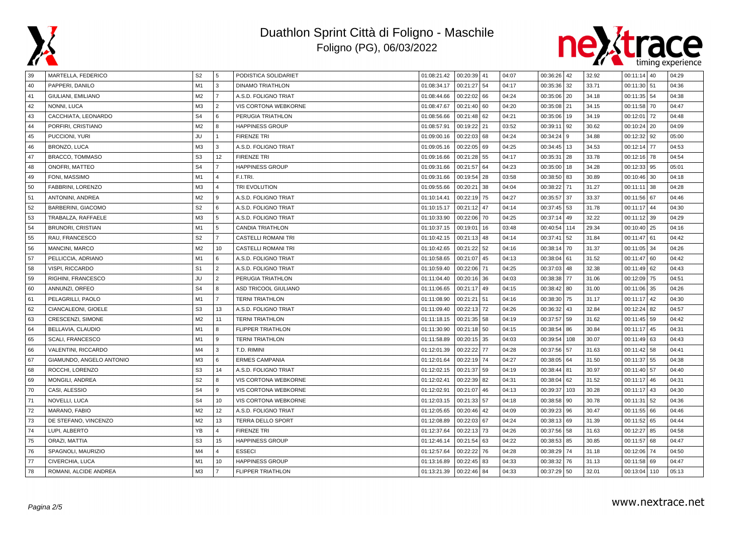# Duathlon Sprint Città di Foligno - Maschile

Foligno (PG), 06/03/2022

| | | | | | | | | | | | | | | |
|---|---|---|---|---|---|---|---|---|---|---|---|---|---|---|
| 39 | MARTELLA, FEDERICO | S2 | 5 | PODISTICA SOLIDARIET | 01:08:21.42 | 00:20:39 | 41 | 04:07 | 00:36:26 | 42 | 32.92 | 00:11:14 | 40 | 04:29 |
| 40 | PAPPERI, DANILO | M1 | 3 | DINAMO TRIATHLON | 01:08:34.17 | 00:21:27 | 54 | 04:17 | 00:35:36 | 32 | 33.71 | 00:11:30 | 51 | 04:36 |
| 41 | GIULIANI, EMILIANO | M2 | 7 | A.S.D. FOLIGNO TRIAT | 01:08:44.66 | 00:22:02 | 66 | 04:24 | 00:35:06 | 20 | 34.18 | 00:11:35 | 54 | 04:38 |
| 42 | NONNI, LUCA | M3 | 2 | VIS CORTONA WEBKORNE | 01:08:47.67 | 00:21:40 | 60 | 04:20 | 00:35:08 | 21 | 34.15 | 00:11:58 | 70 | 04:47 |
| 43 | CACCHIATA, LEONARDO | S4 | 6 | PERUGIA TRIATHLON | 01:08:56.66 | 00:21:48 | 62 | 04:21 | 00:35:06 | 19 | 34.19 | 00:12:01 | 72 | 04:48 |
| 44 | PORFIRI, CRISTIANO | M2 | 8 | HAPPINESS GROUP | 01:08:57.91 | 00:19:22 | 21 | 03:52 | 00:39:11 | 92 | 30.62 | 00:10:24 | 20 | 04:09 |
| 45 | PUCCIONI, YURI | JU | 1 | FIRENZE TRI | 01:09:00.16 | 00:22:03 | 68 | 04:24 | 00:34:24 | 9 | 34.88 | 00:12:32 | 92 | 05:00 |
| 46 | BRONZO, LUCA | M3 | 3 | A.S.D. FOLIGNO TRIAT | 01:09:05.16 | 00:22:05 | 69 | 04:25 | 00:34:45 | 13 | 34.53 | 00:12:14 | 77 | 04:53 |
| 47 | BRACCO, TOMMASO | S3 | 12 | FIRENZE TRI | 01:09:16.66 | 00:21:28 | 55 | 04:17 | 00:35:31 | 28 | 33.78 | 00:12:16 | 78 | 04:54 |
| 48 | ONOFRI, MATTEO | S4 | 7 | HAPPINESS GROUP | 01:09:31.66 | 00:21:57 | 64 | 04:23 | 00:35:00 | 18 | 34.28 | 00:12:33 | 95 | 05:01 |
| 49 | FONI, MASSIMO | M1 | 4 | F.I.TRI. | 01:09:31.66 | 00:19:54 | 28 | 03:58 | 00:38:50 | 83 | 30.89 | 00:10:46 | 30 | 04:18 |
| 50 | FABBRINI, LORENZO | M3 | 4 | TRI EVOLUTION | 01:09:55.66 | 00:20:21 | 38 | 04:04 | 00:38:22 | 71 | 31.27 | 00:11:11 | 38 | 04:28 |
| 51 | ANTONINI, ANDREA | M2 | 9 | A.S.D. FOLIGNO TRIAT | 01:10:14.41 | 00:22:19 | 75 | 04:27 | 00:35:57 | 37 | 33.37 | 00:11:56 | 67 | 04:46 |
| 52 | BARBERINI, GIACOMO | S2 | 6 | A.S.D. FOLIGNO TRIAT | 01:10:15.17 | 00:21:12 | 47 | 04:14 | 00:37:45 | 53 | 31.78 | 00:11:17 | 44 | 04:30 |
| 53 | TRABALZA, RAFFAELE | M3 | 5 | A.S.D. FOLIGNO TRIAT | 01:10:33.90 | 00:22:06 | 70 | 04:25 | 00:37:14 | 49 | 32.22 | 00:11:12 | 39 | 04:29 |
| 54 | BRUNORI, CRISTIAN | M1 | 5 | CANDIA TRIATHLON | 01:10:37.15 | 00:19:01 | 16 | 03:48 | 00:40:54 | 114 | 29.34 | 00:10:40 | 25 | 04:16 |
| 55 | RAU, FRANCESCO | S2 | 7 | CASTELLI ROMANI TRI | 01:10:42.15 | 00:21:13 | 48 | 04:14 | 00:37:41 | 52 | 31.84 | 00:11:47 | 61 | 04:42 |
| 56 | MANCINI, MARCO | M2 | 10 | CASTELLI ROMANI TRI | 01:10:42.65 | 00:21:22 | 52 | 04:16 | 00:38:14 | 70 | 31.37 | 00:11:05 | 34 | 04:26 |
| 57 | PELLICCIA, ADRIANO | M1 | 6 | A.S.D. FOLIGNO TRIAT | 01:10:58.65 | 00:21:07 | 45 | 04:13 | 00:38:04 | 61 | 31.52 | 00:11:47 | 60 | 04:42 |
| 58 | VISPI, RICCARDO | S1 | 2 | A.S.D. FOLIGNO TRIAT | 01:10:59.40 | 00:22:06 | 71 | 04:25 | 00:37:03 | 48 | 32.38 | 00:11:49 | 62 | 04:43 |
| 59 | RIGHINI, FRANCESCO | JU | 2 | PERUGIA TRIATHLON | 01:11:04.40 | 00:20:16 | 36 | 04:03 | 00:38:38 | 77 | 31.06 | 00:12:09 | 75 | 04:51 |
| 60 | ANNUNZI, ORFEO | S4 | 8 | ASD TRICOOL GIULIANO | 01:11:06.65 | 00:21:17 | 49 | 04:15 | 00:38:42 | 80 | 31.00 | 00:11:06 | 35 | 04:26 |
| 61 | PELAGRILLI, PAOLO | M1 | 7 | TERNI TRIATHLON | 01:11:08.90 | 00:21:21 | 51 | 04:16 | 00:38:30 | 75 | 31.17 | 00:11:17 | 42 | 04:30 |
| 62 | CIANCALEONI, GIOELE | S3 | 13 | A.S.D. FOLIGNO TRIAT | 01:11:09.40 | 00:22:13 | 72 | 04:26 | 00:36:32 | 43 | 32.84 | 00:12:24 | 82 | 04:57 |
| 63 | CRESCENZI, SIMONE | M2 | 11 | TERNI TRIATHLON | 01:11:18.15 | 00:21:35 | 58 | 04:19 | 00:37:57 | 59 | 31.62 | 00:11:45 | 59 | 04:42 |
| 64 | BELLAVIA, CLAUDIO | M1 | 8 | FLIPPER TRIATHLON | 01:11:30.90 | 00:21:18 | 50 | 04:15 | 00:38:54 | 86 | 30.84 | 00:11:17 | 45 | 04:31 |
| 65 | SCALI, FRANCESCO | M1 | 9 | TERNI TRIATHLON | 01:11:58.89 | 00:20:15 | 35 | 04:03 | 00:39:54 | 108 | 30.07 | 00:11:49 | 63 | 04:43 |
| 66 | VALENTINI, RICCARDO | M4 | 3 | T.D. RIMINI | 01:12:01.39 | 00:22:22 | 77 | 04:28 | 00:37:56 | 57 | 31.63 | 00:11:42 | 58 | 04:41 |
| 67 | GIAMUNDO, ANGELO ANTONIO | M3 | 6 | ERMES CAMPANIA | 01:12:01.64 | 00:22:19 | 74 | 04:27 | 00:38:05 | 64 | 31.50 | 00:11:37 | 55 | 04:38 |
| 68 | ROCCHI, LORENZO | S3 | 14 | A.S.D. FOLIGNO TRIAT | 01:12:02.15 | 00:21:37 | 59 | 04:19 | 00:38:44 | 81 | 30.97 | 00:11:40 | 57 | 04:40 |
| 69 | MONGILI, ANDREA | S2 | 8 | VIS CORTONA WEBKORNE | 01:12:02.41 | 00:22:39 | 82 | 04:31 | 00:38:04 | 62 | 31.52 | 00:11:17 | 46 | 04:31 |
| 70 | CASI, ALESSIO | S4 | 9 | VIS CORTONA WEBKORNE | 01:12:02.91 | 00:21:07 | 46 | 04:13 | 00:39:37 | 103 | 30.28 | 00:11:17 | 43 | 04:30 |
| 71 | NOVELLI, LUCA | S4 | 10 | VIS CORTONA WEBKORNE | 01:12:03.15 | 00:21:33 | 57 | 04:18 | 00:38:58 | 90 | 30.78 | 00:11:31 | 52 | 04:36 |
| 72 | MARANO, FABIO | M2 | 12 | A.S.D. FOLIGNO TRIAT | 01:12:05.65 | 00:20:46 | 42 | 04:09 | 00:39:23 | 96 | 30.47 | 00:11:55 | 66 | 04:46 |
| 73 | DE STEFANO, VINCENZO | M2 | 13 | TERRA DELLO SPORT | 01:12:08.89 | 00:22:03 | 67 | 04:24 | 00:38:13 | 69 | 31.39 | 00:11:52 | 65 | 04:44 |
| 74 | LUPI, ALBERTO | YB | 4 | FIRENZE TRI | 01:12:37.64 | 00:22:13 | 73 | 04:26 | 00:37:56 | 58 | 31.63 | 00:12:27 | 85 | 04:58 |
| 75 | ORAZI, MATTIA | S3 | 15 | HAPPINESS GROUP | 01:12:46.14 | 00:21:54 | 63 | 04:22 | 00:38:53 | 85 | 30.85 | 00:11:57 | 68 | 04:47 |
| 76 | SPAGNOLI, MAURIZIO | M4 | 4 | ESSECI | 01:12:57.64 | 00:22:22 | 76 | 04:28 | 00:38:29 | 74 | 31.18 | 00:12:06 | 74 | 04:50 |
| 77 | CIVERCHIA, LUCA | M1 | 10 | HAPPINESS GROUP | 01:13:16.89 | 00:22:45 | 83 | 04:33 | 00:38:32 | 76 | 31.13 | 00:11:58 | 69 | 04:47 |
| 78 | ROMANI, ALCIDE ANDREA | M3 | 7 | FLIPPER TRIATHLON | 01:13:21.39 | 00:22:46 | 84 | 04:33 | 00:37:29 | 50 | 32.01 | 00:13:04 | 110 | 05:13 |

www.nextrace.net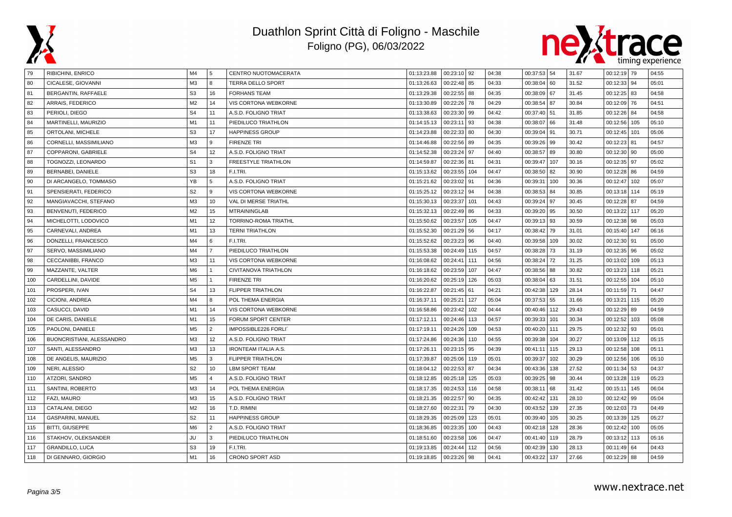# Duathlon Sprint Città di Foligno - Maschile

Foligno (PG), 06/03/2022

| | | | | | | | | | | | | | | | |
|---|---|---|---|---|---|---|---|---|---|---|---|---|---|---|---|
| 79 | RIBICHINI, ENRICO | M4 | 5 | CENTRO NUOTOMACERATA | 01:13:23.88 | 00:23:10 | 92 | 04:38 | 00:37:53 | 54 | 31.67 | 00:12:19 | 79 | 04:55 |
| 80 | CICALESE, GIOVANNI | M3 | 8 | TERRA DELLO SPORT | 01:13:26.63 | 00:22:48 | 85 | 04:33 | 00:38:04 | 60 | 31.52 | 00:12:33 | 94 | 05:01 |
| 81 | BERGANTIN, RAFFAELE | S3 | 16 | FORHANS TEAM | 01:13:29.38 | 00:22:55 | 88 | 04:35 | 00:38:09 | 67 | 31.45 | 00:12:25 | 83 | 04:58 |
| 82 | ARRAIS, FEDERICO | M2 | 14 | VIS CORTONA WEBKORNE | 01:13:30.89 | 00:22:26 | 78 | 04:29 | 00:38:54 | 87 | 30.84 | 00:12:09 | 76 | 04:51 |
| 83 | PERIOLI, DIEGO | S4 | 11 | A.S.D. FOLIGNO TRIAT | 01:13:38.63 | 00:23:30 | 99 | 04:42 | 00:37:40 | 51 | 31.85 | 00:12:26 | 84 | 04:58 |
| 84 | MARTINELLI, MAURIZIO | M1 | 11 | PIEDILUCO TRIATHLON | 01:14:15.13 | 00:23:11 | 93 | 04:38 | 00:38:07 | 66 | 31.48 | 00:12:56 | 105 | 05:10 |
| 85 | ORTOLANI, MICHELE | S3 | 17 | HAPPINESS GROUP | 01:14:23.88 | 00:22:33 | 80 | 04:30 | 00:39:04 | 91 | 30.71 | 00:12:45 | 101 | 05:06 |
| 86 | CORNELLI, MASSIMILIANO | M3 | 9 | FIRENZE TRI | 01:14:46.88 | 00:22:56 | 89 | 04:35 | 00:39:26 | 99 | 30.42 | 00:12:23 | 81 | 04:57 |
| 87 | COPPARONI, GABRIELE | S4 | 12 | A.S.D. FOLIGNO TRIAT | 01:14:52.38 | 00:23:24 | 97 | 04:40 | 00:38:57 | 89 | 30.80 | 00:12:30 | 90 | 05:00 |
| 88 | TOGNOZZI, LEONARDO | S1 | 3 | FREESTYLE TRIATHLON | 01:14:59.87 | 00:22:36 | 81 | 04:31 | 00:39:47 | 107 | 30.16 | 00:12:35 | 97 | 05:02 |
| 89 | BERNABEI, DANIELE | S3 | 18 | F.I.TRI. | 01:15:13.62 | 00:23:55 | 104 | 04:47 | 00:38:50 | 82 | 30.90 | 00:12:28 | 86 | 04:59 |
| 90 | DI ARCANGELO, TOMMASO | YB | 5 | A.S.D. FOLIGNO TRIAT | 01:15:21.62 | 00:23:02 | 91 | 04:36 | 00:39:31 | 100 | 30.36 | 00:12:47 | 102 | 05:07 |
| 91 | SPENSIERATI, FEDERICO | S2 | 9 | VIS CORTONA WEBKORNE | 01:15:25.12 | 00:23:12 | 94 | 04:38 | 00:38:53 | 84 | 30.85 | 00:13:18 | 114 | 05:19 |
| 92 | MANGIAVACCHI, STEFANO | M3 | 10 | VAL DI MERSE TRIATHL | 01:15:30.13 | 00:23:37 | 101 | 04:43 | 00:39:24 | 97 | 30.45 | 00:12:28 | 87 | 04:59 |
| 93 | BENVENUTI, FEDERICO | M2 | 15 | MTRAININGLAB | 01:15:32.13 | 00:22:49 | 86 | 04:33 | 00:39:20 | 95 | 30.50 | 00:13:22 | 117 | 05:20 |
| 94 | MICHELOTTI, LODOVICO | M1 | 12 | TORRINO-ROMA TRIATHL | 01:15:50.62 | 00:23:57 | 105 | 04:47 | 00:39:13 | 93 | 30.59 | 00:12:38 | 98 | 05:03 |
| 95 | CARNEVALI, ANDREA | M1 | 13 | TERNI TRIATHLON | 01:15:52.30 | 00:21:29 | 56 | 04:17 | 00:38:42 | 79 | 31.01 | 00:15:40 | 147 | 06:16 |
| 96 | DONZELLI, FRANCESCO | M4 | 6 | F.I.TRI. | 01:15:52.62 | 00:23:23 | 96 | 04:40 | 00:39:58 | 109 | 30.02 | 00:12:30 | 91 | 05:00 |
| 97 | SERVO, MASSIMILIANO | M4 | 7 | PIEDILUCO TRIATHLON | 01:15:53.38 | 00:24:49 | 115 | 04:57 | 00:38:28 | 73 | 31.19 | 00:12:35 | 96 | 05:02 |
| 98 | CECCANIBBI, FRANCO | M3 | 11 | VIS CORTONA WEBKORNE | 01:16:08.62 | 00:24:41 | 111 | 04:56 | 00:38:24 | 72 | 31.25 | 00:13:02 | 109 | 05:13 |
| 99 | MAZZANTE, VALTER | M6 | 1 | CIVITANOVA TRIATHLON | 01:16:18.62 | 00:23:59 | 107 | 04:47 | 00:38:56 | 88 | 30.82 | 00:13:23 | 118 | 05:21 |
| 100 | CARDELLINI, DAVIDE | M5 | 1 | FIRENZE TRI | 01:16:20.62 | 00:25:19 | 126 | 05:03 | 00:38:04 | 63 | 31.51 | 00:12:55 | 104 | 05:10 |
| 101 | PROSPERI, IVAN | S4 | 13 | FLIPPER TRIATHLON | 01:16:22.87 | 00:21:45 | 61 | 04:21 | 00:42:38 | 129 | 28.14 | 00:11:59 | 71 | 04:47 |
| 102 | CICIONI, ANDREA | M4 | 8 | POL THEMA ENERGIA | 01:16:37.11 | 00:25:21 | 127 | 05:04 | 00:37:53 | 55 | 31.66 | 00:13:21 | 115 | 05:20 |
| 103 | CASUCCI, DAVID | M1 | 14 | VIS CORTONA WEBKORNE | 01:16:58.86 | 00:23:42 | 102 | 04:44 | 00:40:46 | 112 | 29.43 | 00:12:29 | 89 | 04:59 |
| 104 | DE CARIS, DANIELE | M1 | 15 | FORUM SPORT CENTER | 01:17:12.11 | 00:24:46 | 113 | 04:57 | 00:39:33 | 101 | 30.34 | 00:12:52 | 103 | 05:08 |
| 105 | PAOLONI, DANIELE | M5 | 2 | IMPOSSIBLE226 FORLI´ | 01:17:19.11 | 00:24:26 | 109 | 04:53 | 00:40:20 | 111 | 29.75 | 00:12:32 | 93 | 05:01 |
| 106 | BUONCRISTIANI, ALESSANDRO | M3 | 12 | A.S.D. FOLIGNO TRIAT | 01:17:24.86 | 00:24:36 | 110 | 04:55 | 00:39:38 | 104 | 30.27 | 00:13:09 | 112 | 05:15 |
| 107 | SANTI, ALESSANDRO | M3 | 13 | IRONTEAM ITALIA A.S. | 01:17:26.11 | 00:23:15 | 95 | 04:39 | 00:41:11 | 115 | 29.13 | 00:12:58 | 108 | 05:11 |
| 108 | DE ANGELIS, MAURIZIO | M5 | 3 | FLIPPER TRIATHLON | 01:17:39.87 | 00:25:06 | 119 | 05:01 | 00:39:37 | 102 | 30.29 | 00:12:56 | 106 | 05:10 |
| 109 | NERI, ALESSIO | S2 | 10 | LBM SPORT TEAM | 01:18:04.12 | 00:22:53 | 87 | 04:34 | 00:43:36 | 138 | 27.52 | 00:11:34 | 53 | 04:37 |
| 110 | ATZORI, SANDRO | M5 | 4 | A.S.D. FOLIGNO TRIAT | 01:18:12.85 | 00:25:18 | 125 | 05:03 | 00:39:25 | 98 | 30.44 | 00:13:28 | 119 | 05:23 |
| 111 | SANTINI, ROBERTO | M3 | 14 | POL THEMA ENERGIA | 01:18:17.35 | 00:24:53 | 116 | 04:58 | 00:38:11 | 68 | 31.42 | 00:15:11 | 145 | 06:04 |
| 112 | FAZI, MAURO | M3 | 15 | A.S.D. FOLIGNO TRIAT | 01:18:21.35 | 00:22:57 | 90 | 04:35 | 00:42:42 | 131 | 28.10 | 00:12:42 | 99 | 05:04 |
| 113 | CATALANI, DIEGO | M2 | 16 | T.D. RIMINI | 01:18:27.60 | 00:22:31 | 79 | 04:30 | 00:43:52 | 139 | 27.35 | 00:12:03 | 73 | 04:49 |
| 114 | GASPARINI, MANUEL | S2 | 11 | HAPPINESS GROUP | 01:18:29.35 | 00:25:09 | 123 | 05:01 | 00:39:40 | 105 | 30.25 | 00:13:39 | 125 | 05:27 |
| 115 | BITTI, GIUSEPPE | M6 | 2 | A.S.D. FOLIGNO TRIAT | 01:18:36.85 | 00:23:35 | 100 | 04:43 | 00:42:18 | 128 | 28.36 | 00:12:42 | 100 | 05:05 |
| 116 | STAKHOV, OLEKSANDER | JU | 3 | PIEDILUCO TRIATHLON | 01:18:51.60 | 00:23:58 | 106 | 04:47 | 00:41:40 | 119 | 28.79 | 00:13:12 | 113 | 05:16 |
| 117 | GRANDILLO, LUCA | S3 | 19 | F.I.TRI. | 01:19:13.85 | 00:24:44 | 112 | 04:56 | 00:42:39 | 130 | 28.13 | 00:11:49 | 64 | 04:43 |
| 118 | DI GENNARO, GIORGIO | M1 | 16 | CRONO SPORT ASD | 01:19:18.85 | 00:23:26 | 98 | 04:41 | 00:43:22 | 137 | 27.66 | 00:12:29 | 88 | 04:59 |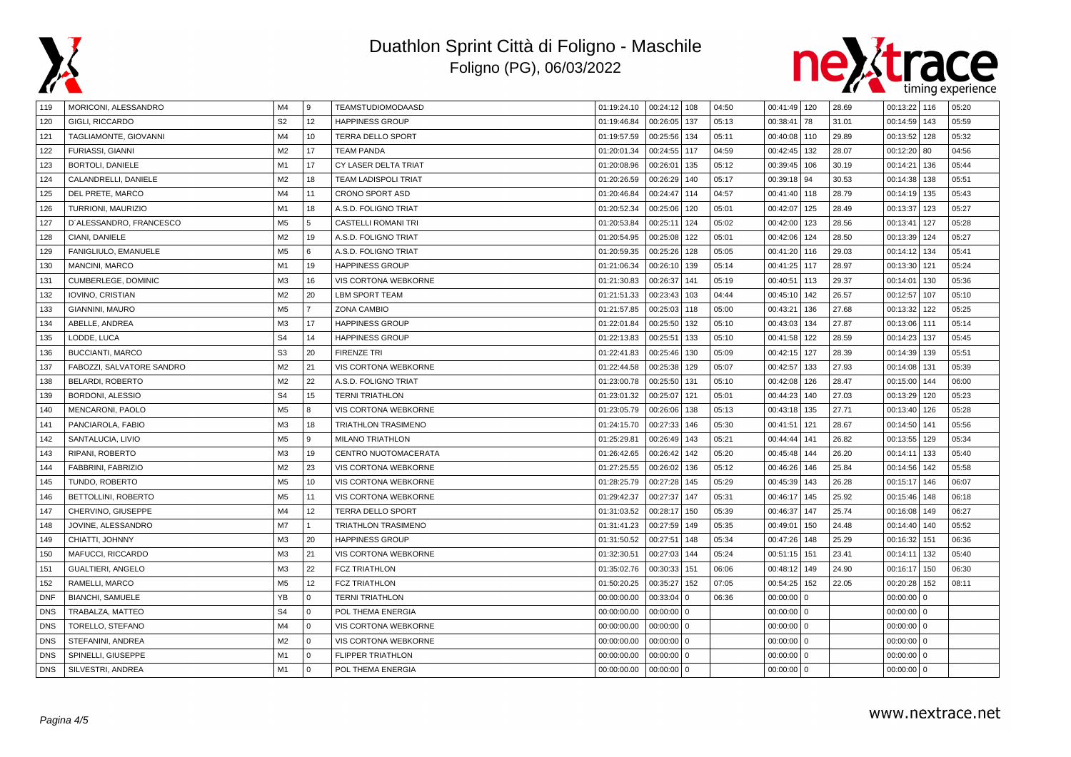# Duathlon Sprint Città di Foligno - Maschile

Foligno (PG), 06/03/2022

| | | | | | | | | | | | | | | |
|---|---|---|---|---|---|---|---|---|---|---|---|---|---|---|
| 119 | MORICONI, ALESSANDRO | M4 | 9 | TEAMSTUDIOMODAASD | 01:19:24.10 | 00:24:12 | 108 | 04:50 | 00:41:49 | 120 | 28.69 | 00:13:22 | 116 | 05:20 |
| 120 | GIGLI, RICCARDO | S2 | 12 | HAPPINESS GROUP | 01:19:46.84 | 00:26:05 | 137 | 05:13 | 00:38:41 | 78 | 31.01 | 00:14:59 | 143 | 05:59 |
| 121 | TAGLIAMONTE, GIOVANNI | M4 | 10 | TERRA DELLO SPORT | 01:19:57.59 | 00:25:56 | 134 | 05:11 | 00:40:08 | 110 | 29.89 | 00:13:52 | 128 | 05:32 |
| 122 | FURIASSI, GIANNI | M2 | 17 | TEAM PANDA | 01:20:01.34 | 00:24:55 | 117 | 04:59 | 00:42:45 | 132 | 28.07 | 00:12:20 | 80 | 04:56 |
| 123 | BORTOLI, DANIELE | M1 | 17 | CY LASER DELTA TRIAT | 01:20:08.96 | 00:26:01 | 135 | 05:12 | 00:39:45 | 106 | 30.19 | 00:14:21 | 136 | 05:44 |
| 124 | CALANDRELLI, DANIELE | M2 | 18 | TEAM LADISPOLI TRIAT | 01:20:26.59 | 00:26:29 | 140 | 05:17 | 00:39:18 | 94 | 30.53 | 00:14:38 | 138 | 05:51 |
| 125 | DEL PRETE, MARCO | M4 | 11 | CRONO SPORT ASD | 01:20:46.84 | 00:24:47 | 114 | 04:57 | 00:41:40 | 118 | 28.79 | 00:14:19 | 135 | 05:43 |
| 126 | TURRIONI, MAURIZIO | M1 | 18 | A.S.D. FOLIGNO TRIAT | 01:20:52.34 | 00:25:06 | 120 | 05:01 | 00:42:07 | 125 | 28.49 | 00:13:37 | 123 | 05:27 |
| 127 | D`ALESSANDRO, FRANCESCO | M5 | 5 | CASTELLI ROMANI TRI | 01:20:53.84 | 00:25:11 | 124 | 05:02 | 00:42:00 | 123 | 28.56 | 00:13:41 | 127 | 05:28 |
| 128 | CIANI, DANIELE | M2 | 19 | A.S.D. FOLIGNO TRIAT | 01:20:54.95 | 00:25:08 | 122 | 05:01 | 00:42:06 | 124 | 28.50 | 00:13:39 | 124 | 05:27 |
| 129 | FANIGLIULO, EMANUELE | M5 | 6 | A.S.D. FOLIGNO TRIAT | 01:20:59.35 | 00:25:26 | 128 | 05:05 | 00:41:20 | 116 | 29.03 | 00:14:12 | 134 | 05:41 |
| 130 | MANCINI, MARCO | M1 | 19 | HAPPINESS GROUP | 01:21:06.34 | 00:26:10 | 139 | 05:14 | 00:41:25 | 117 | 28.97 | 00:13:30 | 121 | 05:24 |
| 131 | CUMBERLEGE, DOMINIC | M3 | 16 | VIS CORTONA WEBKORNE | 01:21:30.83 | 00:26:37 | 141 | 05:19 | 00:40:51 | 113 | 29.37 | 00:14:01 | 130 | 05:36 |
| 132 | IOVINO, CRISTIAN | M2 | 20 | LBM SPORT TEAM | 01:21:51.33 | 00:23:43 | 103 | 04:44 | 00:45:10 | 142 | 26.57 | 00:12:57 | 107 | 05:10 |
| 133 | GIANNINI, MAURO | M5 | 7 | ZONA CAMBIO | 01:21:57.85 | 00:25:03 | 118 | 05:00 | 00:43:21 | 136 | 27.68 | 00:13:32 | 122 | 05:25 |
| 134 | ABELLE, ANDREA | M3 | 17 | HAPPINESS GROUP | 01:22:01.84 | 00:25:50 | 132 | 05:10 | 00:43:03 | 134 | 27.87 | 00:13:06 | 111 | 05:14 |
| 135 | LODDE, LUCA | S4 | 14 | HAPPINESS GROUP | 01:22:13.83 | 00:25:51 | 133 | 05:10 | 00:41:58 | 122 | 28.59 | 00:14:23 | 137 | 05:45 |
| 136 | BUCCIANTI, MARCO | S3 | 20 | FIRENZE TRI | 01:22:41.83 | 00:25:46 | 130 | 05:09 | 00:42:15 | 127 | 28.39 | 00:14:39 | 139 | 05:51 |
| 137 | FABOZZI, SALVATORE SANDRO | M2 | 21 | VIS CORTONA WEBKORNE | 01:22:44.58 | 00:25:38 | 129 | 05:07 | 00:42:57 | 133 | 27.93 | 00:14:08 | 131 | 05:39 |
| 138 | BELARDI, ROBERTO | M2 | 22 | A.S.D. FOLIGNO TRIAT | 01:23:00.78 | 00:25:50 | 131 | 05:10 | 00:42:08 | 126 | 28.47 | 00:15:00 | 144 | 06:00 |
| 139 | BORDONI, ALESSIO | S4 | 15 | TERNI TRIATHLON | 01:23:01.32 | 00:25:07 | 121 | 05:01 | 00:44:23 | 140 | 27.03 | 00:13:29 | 120 | 05:23 |
| 140 | MENCARONI, PAOLO | M5 | 8 | VIS CORTONA WEBKORNE | 01:23:05.79 | 00:26:06 | 138 | 05:13 | 00:43:18 | 135 | 27.71 | 00:13:40 | 126 | 05:28 |
| 141 | PANCIAROLA, FABIO | M3 | 18 | TRIATHLON TRASIMENO | 01:24:15.70 | 00:27:33 | 146 | 05:30 | 00:41:51 | 121 | 28.67 | 00:14:50 | 141 | 05:56 |
| 142 | SANTALUCIA, LIVIO | M5 | 9 | MILANO TRIATHLON | 01:25:29.81 | 00:26:49 | 143 | 05:21 | 00:44:44 | 141 | 26.82 | 00:13:55 | 129 | 05:34 |
| 143 | RIPANI, ROBERTO | M3 | 19 | CENTRO NUOTOMACERATA | 01:26:42.65 | 00:26:42 | 142 | 05:20 | 00:45:48 | 144 | 26.20 | 00:14:11 | 133 | 05:40 |
| 144 | FABBRINI, FABRIZIO | M2 | 23 | VIS CORTONA WEBKORNE | 01:27:25.55 | 00:26:02 | 136 | 05:12 | 00:46:26 | 146 | 25.84 | 00:14:56 | 142 | 05:58 |
| 145 | TUNDO, ROBERTO | M5 | 10 | VIS CORTONA WEBKORNE | 01:28:25.79 | 00:27:28 | 145 | 05:29 | 00:45:39 | 143 | 26.28 | 00:15:17 | 146 | 06:07 |
| 146 | BETTOLLINI, ROBERTO | M5 | 11 | VIS CORTONA WEBKORNE | 01:29:42.37 | 00:27:37 | 147 | 05:31 | 00:46:17 | 145 | 25.92 | 00:15:46 | 148 | 06:18 |
| 147 | CHERVINO, GIUSEPPE | M4 | 12 | TERRA DELLO SPORT | 01:31:03.52 | 00:28:17 | 150 | 05:39 | 00:46:37 | 147 | 25.74 | 00:16:08 | 149 | 06:27 |
| 148 | JOVINE, ALESSANDRO | M7 | 1 | TRIATHLON TRASIMENO | 01:31:41.23 | 00:27:59 | 149 | 05:35 | 00:49:01 | 150 | 24.48 | 00:14:40 | 140 | 05:52 |
| 149 | CHIATTI, JOHNNY | M3 | 20 | HAPPINESS GROUP | 01:31:50.52 | 00:27:51 | 148 | 05:34 | 00:47:26 | 148 | 25.29 | 00:16:32 | 151 | 06:36 |
| 150 | MAFUCCI, RICCARDO | M3 | 21 | VIS CORTONA WEBKORNE | 01:32:30.51 | 00:27:03 | 144 | 05:24 | 00:51:15 | 151 | 23.41 | 00:14:11 | 132 | 05:40 |
| 151 | GUALTIERI, ANGELO | M3 | 22 | FCZ TRIATHLON | 01:35:02.76 | 00:30:33 | 151 | 06:06 | 00:48:12 | 149 | 24.90 | 00:16:17 | 150 | 06:30 |
| 152 | RAMELLI, MARCO | M5 | 12 | FCZ TRIATHLON | 01:50:20.25 | 00:35:27 | 152 | 07:05 | 00:54:25 | 152 | 22.05 | 00:20:28 | 152 | 08:11 |
| DNF | BIANCHI, SAMUELE | YB | 0 | TERNI TRIATHLON | 00:00:00.00 | 00:33:04 | 0 | 06:36 | 00:00:00 | 0 | | 00:00:00 | 0 | |
| DNS | TRABALZA, MATTEO | S4 | 0 | POL THEMA ENERGIA | 00:00:00.00 | 00:00:00 | 0 | | 00:00:00 | 0 | | 00:00:00 | 0 | |
| DNS | TORELLO, STEFANO | M4 | 0 | VIS CORTONA WEBKORNE | 00:00:00.00 | 00:00:00 | 0 | | 00:00:00 | 0 | | 00:00:00 | 0 | |
| DNS | STEFANINI, ANDREA | M2 | 0 | VIS CORTONA WEBKORNE | 00:00:00.00 | 00:00:00 | 0 | | 00:00:00 | 0 | | 00:00:00 | 0 | |
| DNS | SPINELLI, GIUSEPPE | M1 | 0 | FLIPPER TRIATHLON | 00:00:00.00 | 00:00:00 | 0 | | 00:00:00 | 0 | | 00:00:00 | 0 | |
| DNS | SILVESTRI, ANDREA | M1 | 0 | POL THEMA ENERGIA | 00:00:00.00 | 00:00:00 | 0 | | 00:00:00 | 0 | | 00:00:00 | 0 | |

www.nextrace.net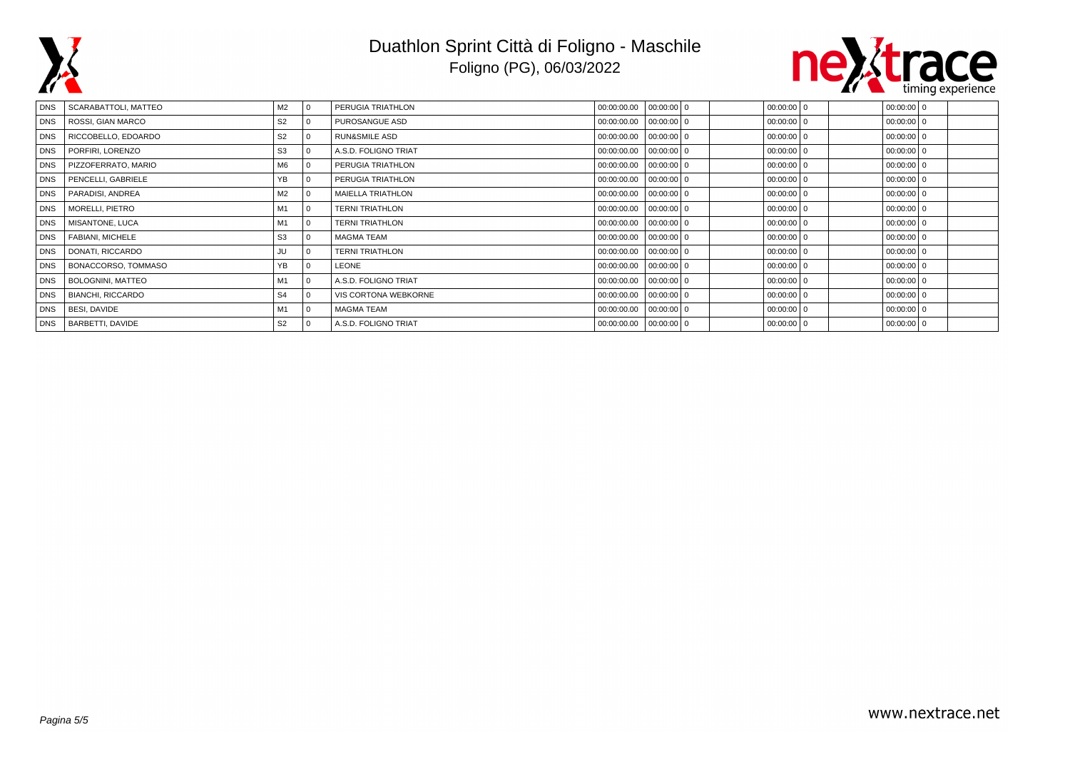# Duathlon Sprint Città di Foligno - Maschile

Foligno (PG), 06/03/2022

| | | | | | | | | | | | | | |
|---|---|---|---|---|---|---|---|---|---|---|---|---|---|
| DNS | SCARABATTOLI, MATTEO | M2 | 0 | PERUGIA TRIATHLON | 00:00:00.00 | 00:00:00 | 0 | | 00:00:00 | 0 | | 00:00:00 | 0 |
| DNS | ROSSI, GIAN MARCO | S2 | 0 | PUROSANGUE ASD | 00:00:00.00 | 00:00:00 | 0 | | 00:00:00 | 0 | | 00:00:00 | 0 |
| DNS | RICCOBELLO, EDOARDO | S2 | 0 | RUN&SMILE ASD | 00:00:00.00 | 00:00:00 | 0 | | 00:00:00 | 0 | | 00:00:00 | 0 |
| DNS | PORFIRI, LORENZO | S3 | 0 | A.S.D. FOLIGNO TRIAT | 00:00:00.00 | 00:00:00 | 0 | | 00:00:00 | 0 | | 00:00:00 | 0 |
| DNS | PIZZOFERRATO, MARIO | M6 | 0 | PERUGIA TRIATHLON | 00:00:00.00 | 00:00:00 | 0 | | 00:00:00 | 0 | | 00:00:00 | 0 |
| DNS | PENCELLI, GABRIELE | YB | 0 | PERUGIA TRIATHLON | 00:00:00.00 | 00:00:00 | 0 | | 00:00:00 | 0 | | 00:00:00 | 0 |
| DNS | PARADISI, ANDREA | M2 | 0 | MAIELLA TRIATHLON | 00:00:00.00 | 00:00:00 | 0 | | 00:00:00 | 0 | | 00:00:00 | 0 |
| DNS | MORELLI, PIETRO | M1 | 0 | TERNI TRIATHLON | 00:00:00.00 | 00:00:00 | 0 | | 00:00:00 | 0 | | 00:00:00 | 0 |
| DNS | MISANTONE, LUCA | M1 | 0 | TERNI TRIATHLON | 00:00:00.00 | 00:00:00 | 0 | | 00:00:00 | 0 | | 00:00:00 | 0 |
| DNS | FABIANI, MICHELE | S3 | 0 | MAGMA TEAM | 00:00:00.00 | 00:00:00 | 0 | | 00:00:00 | 0 | | 00:00:00 | 0 |
| DNS | DONATI, RICCARDO | JU | 0 | TERNI TRIATHLON | 00:00:00.00 | 00:00:00 | 0 | | 00:00:00 | 0 | | 00:00:00 | 0 |
| DNS | BONACCORSO, TOMMASO | YB | 0 | LEONE | 00:00:00.00 | 00:00:00 | 0 | | 00:00:00 | 0 | | 00:00:00 | 0 |
| DNS | BOLOGNINI, MATTEO | M1 | 0 | A.S.D. FOLIGNO TRIAT | 00:00:00.00 | 00:00:00 | 0 | | 00:00:00 | 0 | | 00:00:00 | 0 |
| DNS | BIANCHI, RICCARDO | S4 | 0 | VIS CORTONA WEBKORNE | 00:00:00.00 | 00:00:00 | 0 | | 00:00:00 | 0 | | 00:00:00 | 0 |
| DNS | BESI, DAVIDE | M1 | 0 | MAGMA TEAM | 00:00:00.00 | 00:00:00 | 0 | | 00:00:00 | 0 | | 00:00:00 | 0 |
| DNS | BARBETTI, DAVIDE | S2 | 0 | A.S.D. FOLIGNO TRIAT | 00:00:00.00 | 00:00:00 | 0 | | 00:00:00 | 0 | | 00:00:00 | 0 |

www.nextrace.net